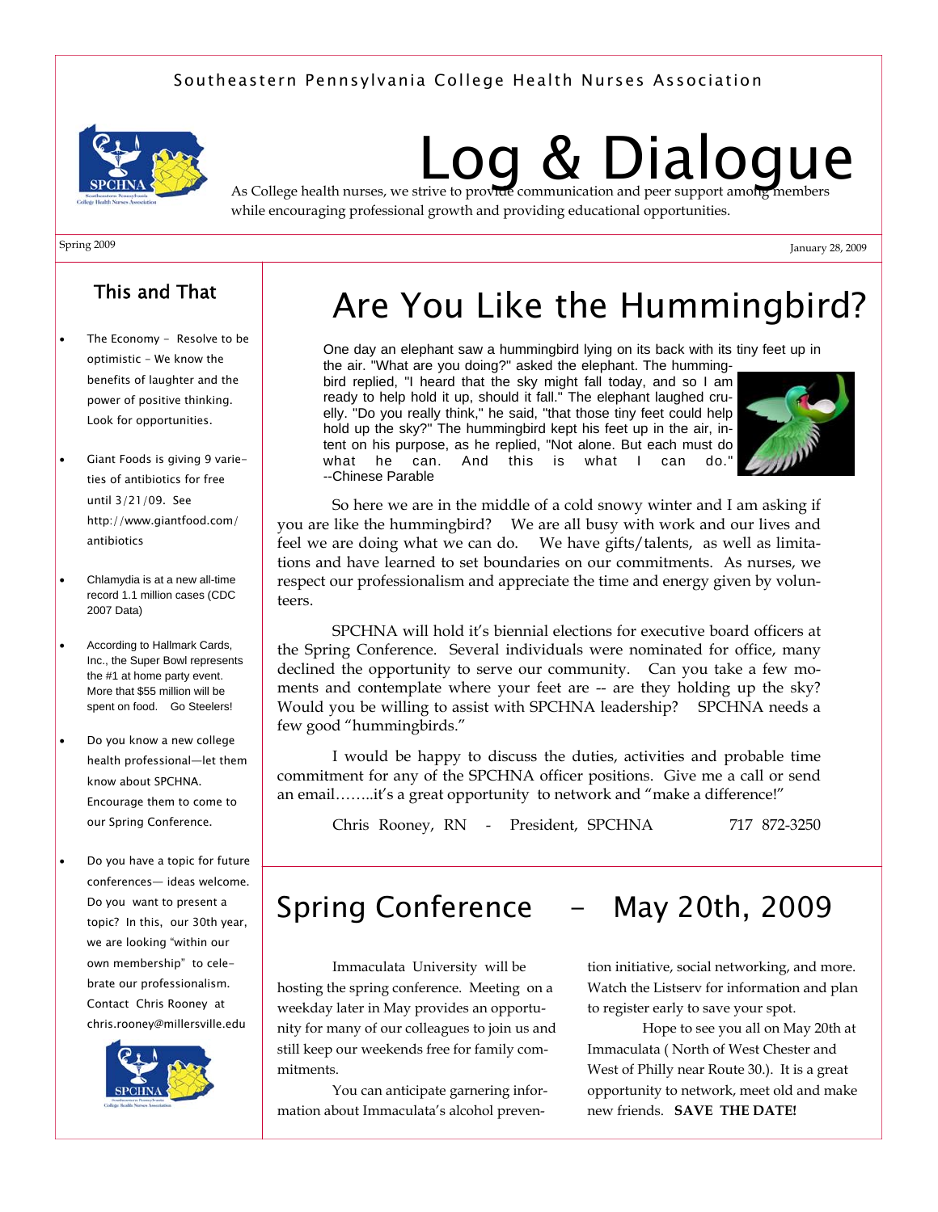Southeastern Pennsylvania College Health Nurses Association

# Log & Dialogue

As College health nurses, we strive to provide communication and peer support among members while encouraging professional growth and providing educational opportunities.

Spring 2009

January 28, 2009

## This and That

- The Economy – Resolve to be optimistic – We know the benefits of laughter and the power of positive thinking. Look for opportunities.
- Giant Foods is giving 9 varieties of antibiotics for free until 3/21/09. See http://www.giantfood.com/antibiotics
- Chlamydia is at a new all-time record 1.1 million cases (CDC 2007 Data)
- According to Hallmark Cards, Inc., the Super Bowl represents the #1 at home party event. More that $55 million will be spent on food. Go Steelers!
- Do you know a new college health professional—let them know about SPCHNA. Encourage them to come to our Spring Conference.
- Do you have a topic for future conferences— ideas welcome. Do you want to present a topic? In this, our 30th year, we are looking "within our own membership" to celebrate our professionalism. Contact Chris Rooney at chris.rooney@millersville.edu

## Are You Like the Hummingbird?

One day an elephant saw a hummingbird lying on its back with its tiny feet up in the air. "What are you doing?" asked the elephant. The hummingbird replied, "I heard that the sky might fall today, and so I am ready to help hold it up, should it fall." The elephant laughed cruelly. "Do you really think," he said, "that those tiny feet could help hold up the sky?" The hummingbird kept his feet up in the air, intent on his purpose, as he replied, "Not alone. But each must do what he can. And this is what I can do." --Chinese Parable

So here we are in the middle of a cold snowy winter and I am asking if you are like the hummingbird? We are all busy with work and our lives and feel we are doing what we can do. We have gifts/talents, as well as limitations and have learned to set boundaries on our commitments. As nurses, we respect our professionalism and appreciate the time and energy given by volunteers.

SPCHNA will hold it's biennial elections for executive board officers at the Spring Conference. Several individuals were nominated for office, many declined the opportunity to serve our community. Can you take a few moments and contemplate where your feet are -- are they holding up the sky? Would you be willing to assist with SPCHNA leadership? SPCHNA needs a few good "hummingbirds."

I would be happy to discuss the duties, activities and probable time commitment for any of the SPCHNA officer positions. Give me a call or send an email……..it's a great opportunity to network and "make a difference!"

Chris Rooney, RN - President, SPCHNA 717 872-3250

## Spring Conference - May 20th, 2009

Immaculata University will be hosting the spring conference. Meeting on a weekday later in May provides an opportunity for many of our colleagues to join us and still keep our weekends free for family commitments.

You can anticipate garnering information about Immaculata's alcohol prevention initiative, social networking, and more. Watch the Listserv for information and plan to register early to save your spot.

Hope to see you all on May 20th at Immaculata ( North of West Chester and West of Philly near Route 30.). It is a great opportunity to network, meet old and make new friends. **SAVE THE DATE!**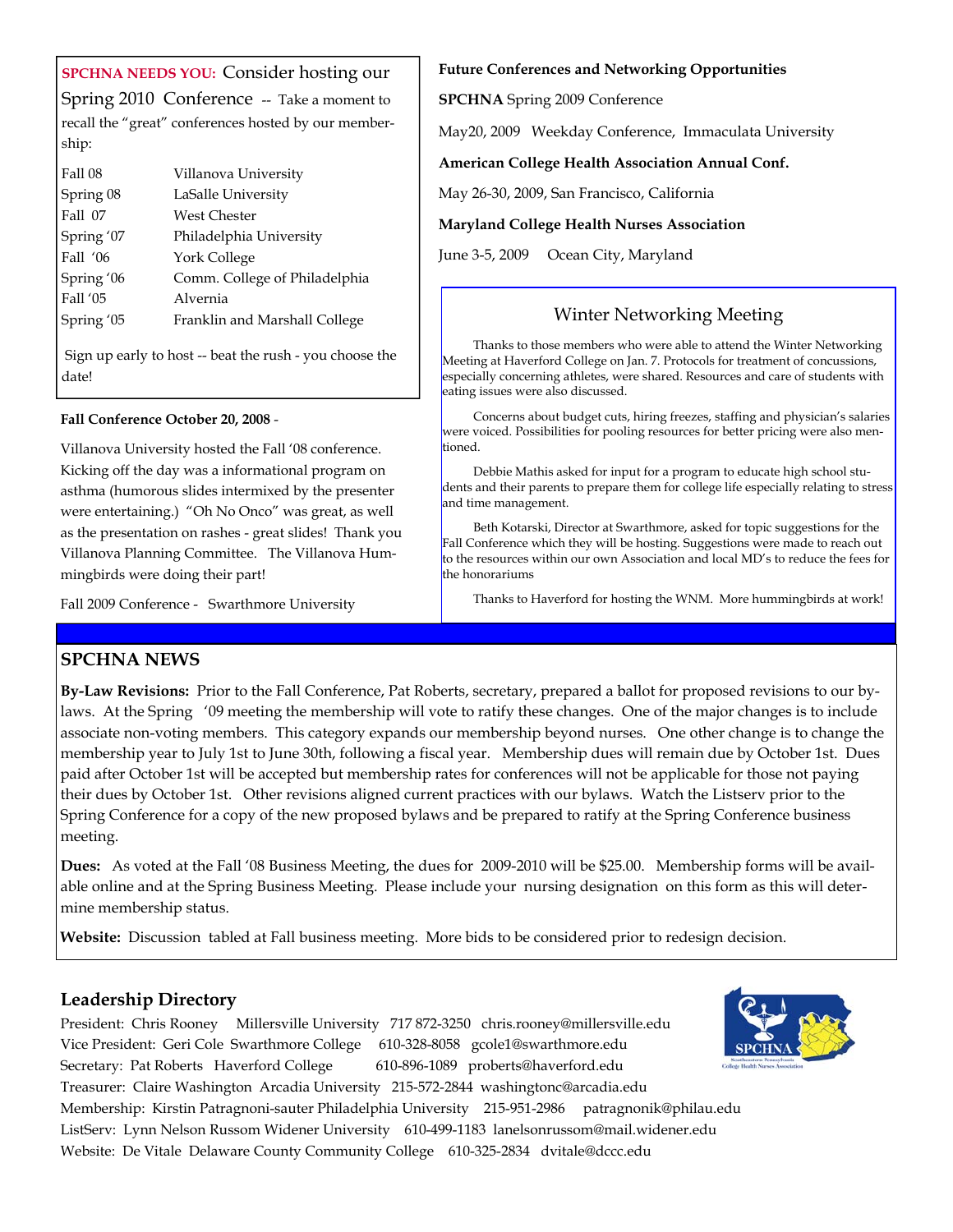**SPCHNA NEEDS YOU:** Consider hosting our Spring 2010 Conference -- Take a moment to recall the "great" conferences hosted by our membership:

| | |
|---|---|
| Fall 08 | Villanova University |
| Spring 08 | LaSalle University |
| Fall 07 | West Chester |
| Spring '07 | Philadelphia University |
| Fall '06 | York College |
| Spring '06 | Comm. College of Philadelphia |
| Fall '05 | Alvernia |
| Spring '05 | Franklin and Marshall College |

Sign up early to host -- beat the rush - you choose the date!

**Fall Conference October 20, 2008** -

Villanova University hosted the Fall '08 conference. Kicking off the day was a informational program on asthma (humorous slides intermixed by the presenter were entertaining.) "Oh No Onco" was great, as well as the presentation on rashes - great slides! Thank you Villanova Planning Committee. The Villanova Hummingbirds were doing their part!

Fall 2009 Conference - Swarthmore University

**Future Conferences and Networking Opportunities**

**SPCHNA** Spring 2009 Conference

May20, 2009 Weekday Conference, Immaculata University

**American College Health Association Annual Conf.**

May 26-30, 2009, San Francisco, California

**Maryland College Health Nurses Association**

June 3-5, 2009 Ocean City, Maryland

## Winter Networking Meeting

Thanks to those members who were able to attend the Winter Networking Meeting at Haverford College on Jan. 7. Protocols for treatment of concussions, especially concerning athletes, were shared. Resources and care of students with eating issues were also discussed.

Concerns about budget cuts, hiring freezes, staffing and physician's salaries were voiced. Possibilities for pooling resources for better pricing were also mentioned.

Debbie Mathis asked for input for a program to educate high school students and their parents to prepare them for college life especially relating to stress and time management.

Beth Kotarski, Director at Swarthmore, asked for topic suggestions for the Fall Conference which they will be hosting. Suggestions were made to reach out to the resources within our own Association and local MD's to reduce the fees for the honorariums

Thanks to Haverford for hosting the WNM. More hummingbirds at work!

## SPCHNA NEWS

**By-Law Revisions:** Prior to the Fall Conference, Pat Roberts, secretary, prepared a ballot for proposed revisions to our bylaws. At the Spring '09 meeting the membership will vote to ratify these changes. One of the major changes is to include associate non-voting members. This category expands our membership beyond nurses. One other change is to change the membership year to July 1st to June 30th, following a fiscal year. Membership dues will remain due by October 1st. Dues paid after October 1st will be accepted but membership rates for conferences will not be applicable for those not paying their dues by October 1st. Other revisions aligned current practices with our bylaws. Watch the Listserv prior to the Spring Conference for a copy of the new proposed bylaws and be prepared to ratify at the Spring Conference business meeting.

**Dues:** As voted at the Fall '08 Business Meeting, the dues for 2009-2010 will be $25.00. Membership forms will be available online and at the Spring Business Meeting. Please include your nursing designation on this form as this will determine membership status.

**Website:** Discussion tabled at Fall business meeting. More bids to be considered prior to redesign decision.

## Leadership Directory

President: Chris Rooney Millersville University 717 872-3250 chris.rooney@millersville.edu
Vice President: Geri Cole Swarthmore College 610-328-8058 gcole1@swarthmore.edu
Secretary: Pat Roberts Haverford College 610-896-1089 proberts@haverford.edu
Treasurer: Claire Washington Arcadia University 215-572-2844 washingtonc@arcadia.edu
Membership: Kirstin Patragnoni-sauter Philadelphia University 215-951-2986 patragnonik@philau.edu
ListServ: Lynn Nelson Russom Widener University 610-499-1183 lanelsonrussom@mail.widener.edu
Website: De Vitale Delaware County Community College 610-325-2834 dvitale@dccc.edu

SPCHNA
Southeastern Pennsylvania College Health Nurses Association